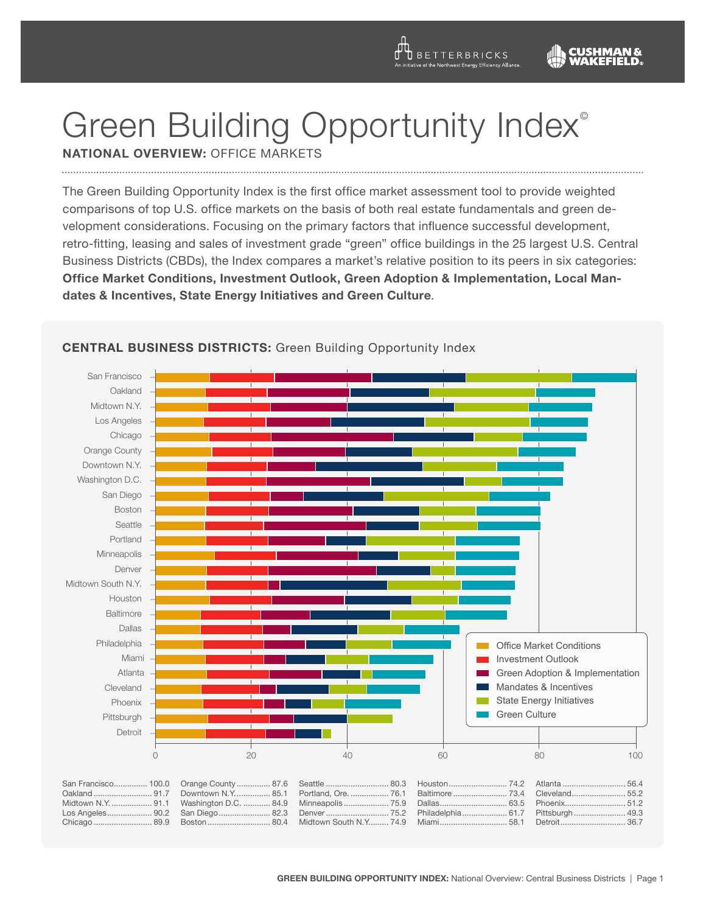# Green Building Opportunity Index©

**NATIONAL OVERVIEW:** OFFICE MARKETS

The Green Building Opportunity Index is the first office market assessment tool to provide weighted comparisons of top U.S. office markets on the basis of both real estate fundamentals and green development considerations. Focusing on the primary factors that influence successful development, retro-fitting, leasing and sales of investment grade "green" office buildings in the 25 largest U.S. Central Business Districts (CBDs), the Index compares a market's relative position to its peers in six categories: **Office Market Conditions, Investment Outlook, Green Adoption & Implementation, Local Mandates & Incentives, State Energy Initiatives and Green Culture**.

## CENTRAL BUSINESS DISTRICTS: Green Building Opportunity Index

Legend: Office Market Conditions; Investment Outlook; Green Adoption & Implementation; Mandates & Incentives; State Energy Initiatives; Green Culture

| Market | Index |
|---|---|
| San Francisco | 100.0 |
| Oakland | 91.7 |
| Midtown N.Y. | 91.1 |
| Los Angeles | 90.2 |
| Chicago | 89.9 |
| Orange County | 87.6 |
| Downtown N.Y. | 85.1 |
| Washington D.C. | 84.9 |
| San Diego | 82.3 |
| Boston | 80.4 |
| Seattle | 80.3 |
| Portland, Ore. | 76.1 |
| Minneapolis | 75.9 |
| Denver | 75.2 |
| Midtown South N.Y. | 74.9 |
| Houston | 74.2 |
| Baltimore | 73.4 |
| Dallas | 63.5 |
| Philadelphia | 61.7 |
| Miami | 58.1 |
| Atlanta | 56.4 |
| Cleveland | 55.2 |
| Phoenix | 51.2 |
| Pittsburgh | 49.3 |
| Detroit | 36.7 |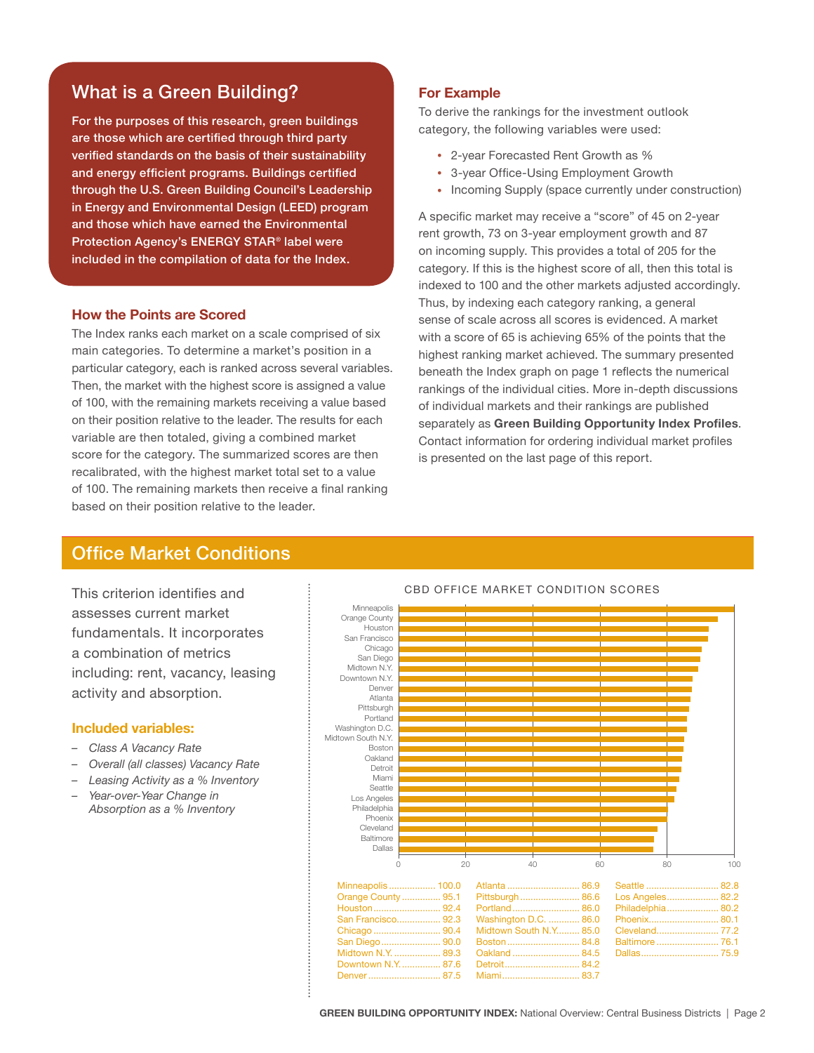## What is a Green Building?

**For the purposes of this research, green buildings are those which are certified through third party verified standards on the basis of their sustainability and energy efficient programs. Buildings certified through the U.S. Green Building Council's Leadership in Energy and Environmental Design (LEED) program and those which have earned the Environmental Protection Agency's ENERGY STAR® label were included in the compilation of data for the Index.**

### How the Points are Scored

The Index ranks each market on a scale comprised of six main categories. To determine a market's position in a particular category, each is ranked across several variables. Then, the market with the highest score is assigned a value of 100, with the remaining markets receiving a value based on their position relative to the leader. The results for each variable are then totaled, giving a combined market score for the category. The summarized scores are then recalibrated, with the highest market total set to a value of 100. The remaining markets then receive a final ranking based on their position relative to the leader.

### For Example

To derive the rankings for the investment outlook category, the following variables were used:

- 2-year Forecasted Rent Growth as %
- 3-year Office-Using Employment Growth
- Incoming Supply (space currently under construction)

A specific market may receive a "score" of 45 on 2-year rent growth, 73 on 3-year employment growth and 87 on incoming supply. This provides a total of 205 for the category. If this is the highest score of all, then this total is indexed to 100 and the other markets adjusted accordingly. Thus, by indexing each category ranking, a general sense of scale across all scores is evidenced. A market with a score of 65 is achieving 65% of the points that the highest ranking market achieved. The summary presented beneath the Index graph on page 1 reflects the numerical rankings of the individual cities. More in-depth discussions of individual markets and their rankings are published separately as **Green Building Opportunity Index Profiles**. Contact information for ordering individual market profiles is presented on the last page of this report.

## Office Market Conditions

This criterion identifies and assesses current market fundamentals. It incorporates a combination of metrics including: rent, vacancy, leasing activity and absorption.

### Included variables:

- *Class A Vacancy Rate*
- *Overall (all classes) Vacancy Rate*
- *Leasing Activity as a % Inventory*
- *Year-over-Year Change in Absorption as a % Inventory*

CBD OFFICE MARKET CONDITION SCORES

| Market | Score |
|---|---|
| Minneapolis | 100.0 |
| Orange County | 95.1 |
| Houston | 92.4 |
| San Francisco | 92.3 |
| Chicago | 90.4 |
| San Diego | 90.0 |
| Midtown N.Y. | 89.3 |
| Downtown N.Y. | 87.6 |
| Denver | 87.5 |
| Atlanta | 86.9 |
| Pittsburgh | 86.6 |
| Portland | 86.0 |
| Washington D.C. | 86.0 |
| Midtown South N.Y. | 85.0 |
| Boston | 84.8 |
| Oakland | 84.5 |
| Detroit | 84.2 |
| Miami | 83.7 |
| Seattle | 82.8 |
| Los Angeles | 82.2 |
| Philadelphia | 80.2 |
| Phoenix | 80.1 |
| Cleveland | 77.2 |
| Baltimore | 76.1 |
| Dallas | 75.9 |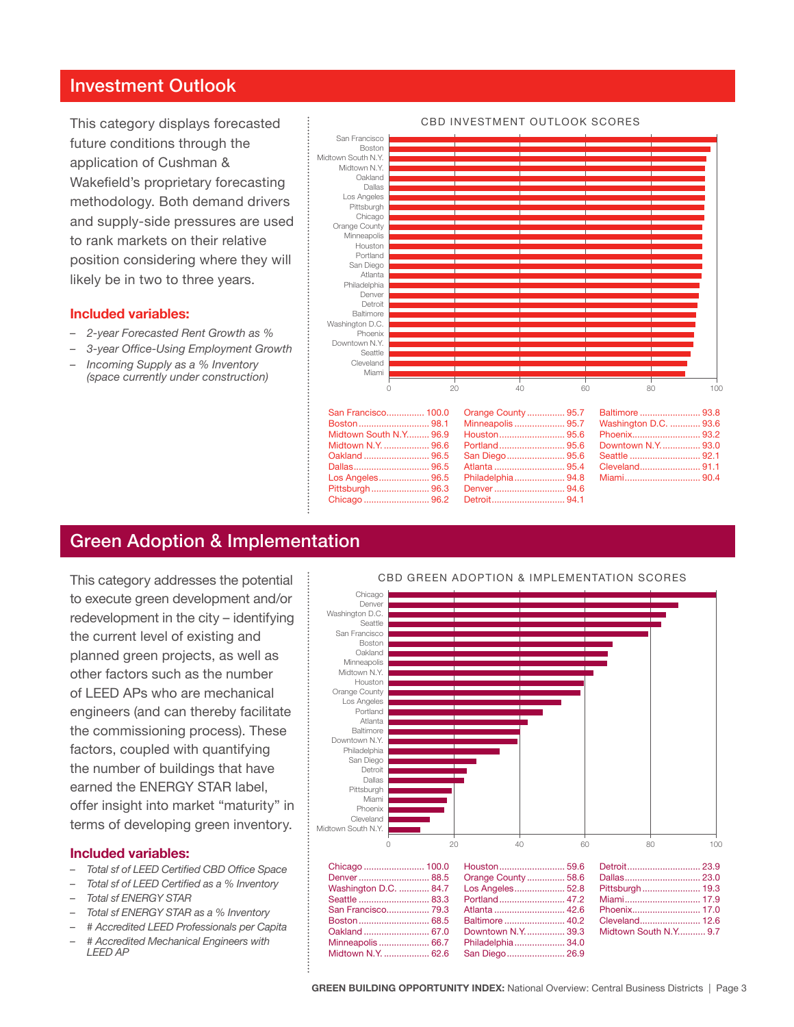## Investment Outlook

This category displays forecasted future conditions through the application of Cushman & Wakefield's proprietary forecasting methodology. Both demand drivers and supply-side pressures are used to rank markets on their relative position considering where they will likely be in two to three years.

**Included variables:**

- *2-year Forecasted Rent Growth as %*
- *3-year Office-Using Employment Growth*
- *Incoming Supply as a % Inventory (space currently under construction)*

CBD INVESTMENT OUTLOOK SCORES

| Market | Score |
|---|---|
| San Francisco | 100.0 |
| Boston | 98.1 |
| Midtown South N.Y. | 96.9 |
| Midtown N.Y. | 96.6 |
| Oakland | 96.5 |
| Dallas | 96.5 |
| Los Angeles | 96.5 |
| Pittsburgh | 96.3 |
| Chicago | 96.2 |
| Orange County | 95.7 |
| Minneapolis | 95.7 |
| Houston | 95.6 |
| Portland | 95.6 |
| San Diego | 95.6 |
| Atlanta | 95.4 |
| Philadelphia | 94.8 |
| Denver | 94.6 |
| Detroit | 94.1 |
| Baltimore | 93.8 |
| Washington D.C. | 93.6 |
| Phoenix | 93.2 |
| Downtown N.Y. | 93.0 |
| Seattle | 92.1 |
| Cleveland | 91.1 |
| Miami | 90.4 |

## Green Adoption & Implementation

This category addresses the potential to execute green development and/or redevelopment in the city – identifying the current level of existing and planned green projects, as well as other factors such as the number of LEED APs who are mechanical engineers (and can thereby facilitate the commissioning process). These factors, coupled with quantifying the number of buildings that have earned the ENERGY STAR label, offer insight into market "maturity" in terms of developing green inventory.

**Included variables:**

- *Total sf of LEED Certified CBD Office Space*
- *Total sf of LEED Certified as a % Inventory*
- *Total sf ENERGY STAR*
- *Total sf ENERGY STAR as a % Inventory*
- *# Accredited LEED Professionals per Capita*
- *# Accredited Mechanical Engineers with LEED AP*

CBD GREEN ADOPTION & IMPLEMENTATION SCORES

| Market | Score |
|---|---|
| Chicago | 100.0 |
| Denver | 88.5 |
| Washington D.C. | 84.7 |
| Seattle | 83.3 |
| San Francisco | 79.3 |
| Boston | 68.5 |
| Oakland | 67.0 |
| Minneapolis | 66.7 |
| Midtown N.Y. | 62.6 |
| Houston | 59.6 |
| Orange County | 58.6 |
| Los Angeles | 52.8 |
| Portland | 47.2 |
| Atlanta | 42.6 |
| Baltimore | 40.2 |
| Downtown N.Y. | 39.3 |
| Philadelphia | 34.0 |
| San Diego | 26.9 |
| Detroit | 23.9 |
| Dallas | 23.0 |
| Pittsburgh | 19.3 |
| Miami | 17.9 |
| Phoenix | 17.0 |
| Cleveland | 12.6 |
| Midtown South N.Y. | 9.7 |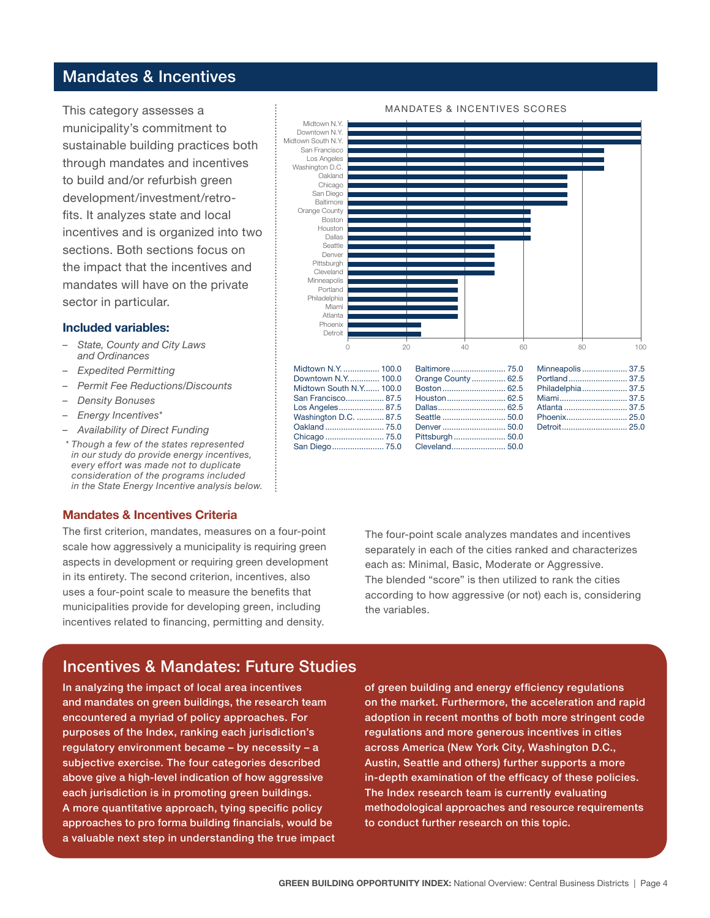## Mandates & Incentives

This category assesses a municipality's commitment to sustainable building practices both through mandates and incentives to build and/or refurbish green development/investment/retro-fits. It analyzes state and local incentives and is organized into two sections. Both sections focus on the impact that the incentives and mandates will have on the private sector in particular.

### Included variables:

- *State, County and City Laws and Ordinances*
- *Expedited Permitting*
- *Permit Fee Reductions/Discounts*
- *Density Bonuses*
- *Energy Incentives**
- *Availability of Direct Funding*

*\* Though a few of the states represented in our study do provide energy incentives, every effort was made not to duplicate consideration of the programs included in the State Energy Incentive analysis below.*

MANDATES & INCENTIVES SCORES

| City | Score |
|---|---|
| Midtown N.Y. | 100.0 |
| Downtown N.Y. | 100.0 |
| Midtown South N.Y. | 100.0 |
| San Francisco | 87.5 |
| Los Angeles | 87.5 |
| Washington D.C. | 87.5 |
| Oakland | 75.0 |
| Chicago | 75.0 |
| San Diego | 75.0 |
| Baltimore | 75.0 |
| Orange County | 62.5 |
| Boston | 62.5 |
| Houston | 62.5 |
| Dallas | 62.5 |
| Seattle | 50.0 |
| Denver | 50.0 |
| Pittsburgh | 50.0 |
| Cleveland | 50.0 |
| Minneapolis | 37.5 |
| Portland | 37.5 |
| Philadelphia | 37.5 |
| Miami | 37.5 |
| Atlanta | 37.5 |
| Phoenix | 25.0 |
| Detroit | 25.0 |

### Mandates & Incentives Criteria

The first criterion, mandates, measures on a four-point scale how aggressively a municipality is requiring green aspects in development or requiring green development in its entirety. The second criterion, incentives, also uses a four-point scale to measure the benefits that municipalities provide for developing green, including incentives related to financing, permitting and density.

The four-point scale analyzes mandates and incentives separately in each of the cities ranked and characterizes each as: Minimal, Basic, Moderate or Aggressive. The blended "score" is then utilized to rank the cities according to how aggressive (or not) each is, considering the variables.

## Incentives & Mandates: Future Studies

In analyzing the impact of local area incentives and mandates on green buildings, the research team encountered a myriad of policy approaches. For purposes of the Index, ranking each jurisdiction's regulatory environment became – by necessity – a subjective exercise. The four categories described above give a high-level indication of how aggressive each jurisdiction is in promoting green buildings. A more quantitative approach, tying specific policy approaches to pro forma building financials, would be a valuable next step in understanding the true impact of green building and energy efficiency regulations on the market. Furthermore, the acceleration and rapid adoption in recent months of both more stringent code regulations and more generous incentives in cities across America (New York City, Washington D.C., Austin, Seattle and others) further supports a more in-depth examination of the efficacy of these policies. The Index research team is currently evaluating methodological approaches and resource requirements to conduct further research on this topic.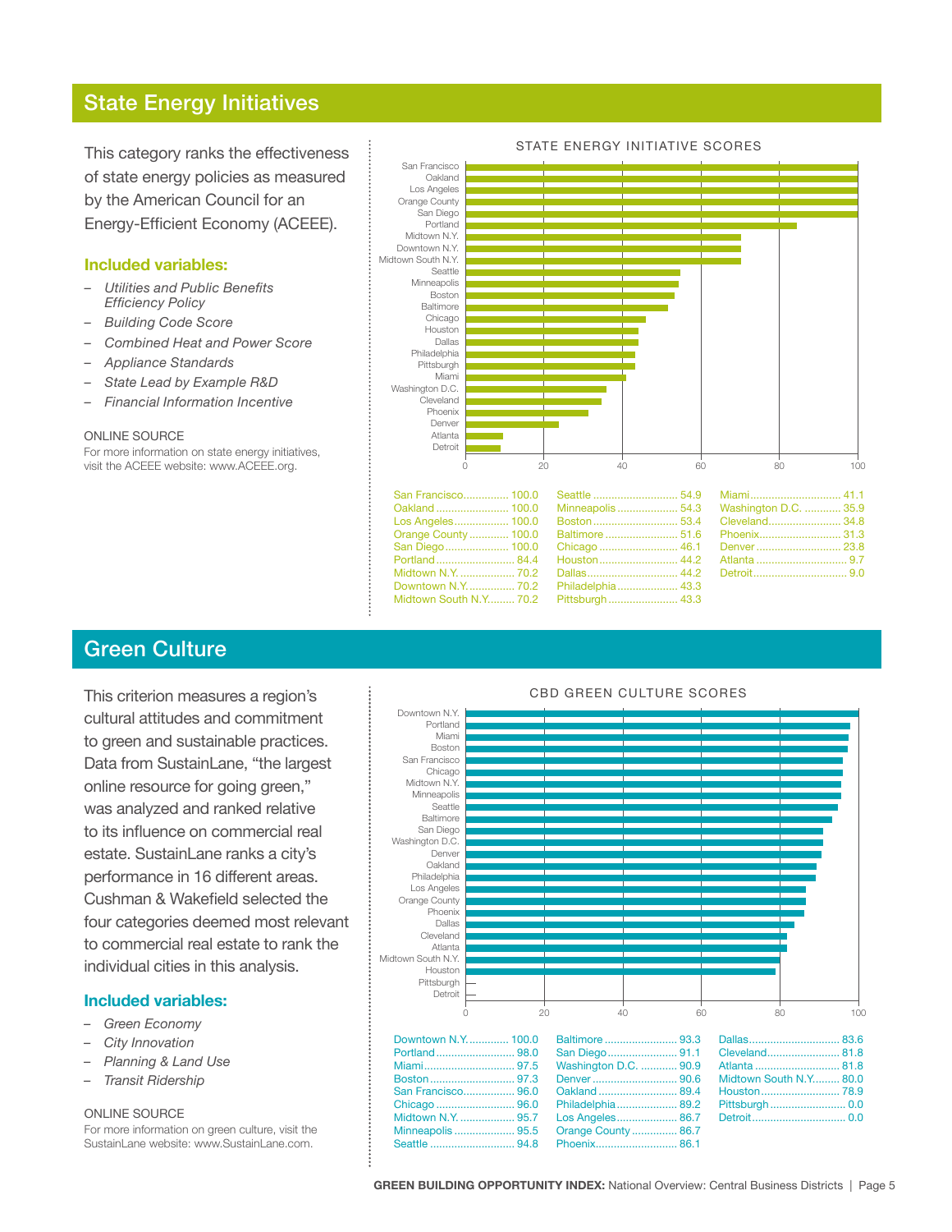## State Energy Initiatives

This category ranks the effectiveness of state energy policies as measured by the American Council for an Energy-Efficient Economy (ACEEE).

### Included variables:

- *Utilities and Public Benefits Efficiency Policy*
- *Building Code Score*
- *Combined Heat and Power Score*
- *Appliance Standards*
- *State Lead by Example R&D*
- *Financial Information Incentive*

ONLINE SOURCE

For more information on state energy initiatives, visit the ACEEE website: www.ACEEE.org.

STATE ENERGY INITIATIVE SCORES

| City | Score |
|---|---|
| San Francisco | 100.0 |
| Oakland | 100.0 |
| Los Angeles | 100.0 |
| Orange County | 100.0 |
| San Diego | 100.0 |
| Portland | 84.4 |
| Midtown N.Y. | 70.2 |
| Downtown N.Y. | 70.2 |
| Midtown South N.Y. | 70.2 |
| Seattle | 54.9 |
| Minneapolis | 54.3 |
| Boston | 53.4 |
| Baltimore | 51.6 |
| Chicago | 46.1 |
| Houston | 44.2 |
| Dallas | 44.2 |
| Philadelphia | 43.3 |
| Pittsburgh | 43.3 |
| Miami | 41.1 |
| Washington D.C. | 35.9 |
| Cleveland | 34.8 |
| Phoenix | 31.3 |
| Denver | 23.8 |
| Atlanta | 9.7 |
| Detroit | 9.0 |

## Green Culture

This criterion measures a region's cultural attitudes and commitment to green and sustainable practices. Data from SustainLane, "the largest online resource for going green," was analyzed and ranked relative to its influence on commercial real estate. SustainLane ranks a city's performance in 16 different areas. Cushman & Wakefield selected the four categories deemed most relevant to commercial real estate to rank the individual cities in this analysis.

### Included variables:

- *Green Economy*
- *City Innovation*
- *Planning & Land Use*
- *Transit Ridership*

ONLINE SOURCE

For more information on green culture, visit the SustainLane website: www.SustainLane.com.

CBD GREEN CULTURE SCORES

| City | Score |
|---|---|
| Downtown N.Y. | 100.0 |
| Portland | 98.0 |
| Miami | 97.5 |
| Boston | 97.3 |
| San Francisco | 96.0 |
| Chicago | 96.0 |
| Midtown N.Y. | 95.7 |
| Minneapolis | 95.5 |
| Seattle | 94.8 |
| Baltimore | 93.3 |
| San Diego | 91.1 |
| Washington D.C. | 90.9 |
| Denver | 90.6 |
| Oakland | 89.4 |
| Philadelphia | 89.2 |
| Los Angeles | 86.7 |
| Orange County | 86.7 |
| Phoenix | 86.1 |
| Dallas | 83.6 |
| Cleveland | 81.8 |
| Atlanta | 81.8 |
| Midtown South N.Y. | 80.0 |
| Houston | 78.9 |
| Pittsburgh | 0.0 |
| Detroit | 0.0 |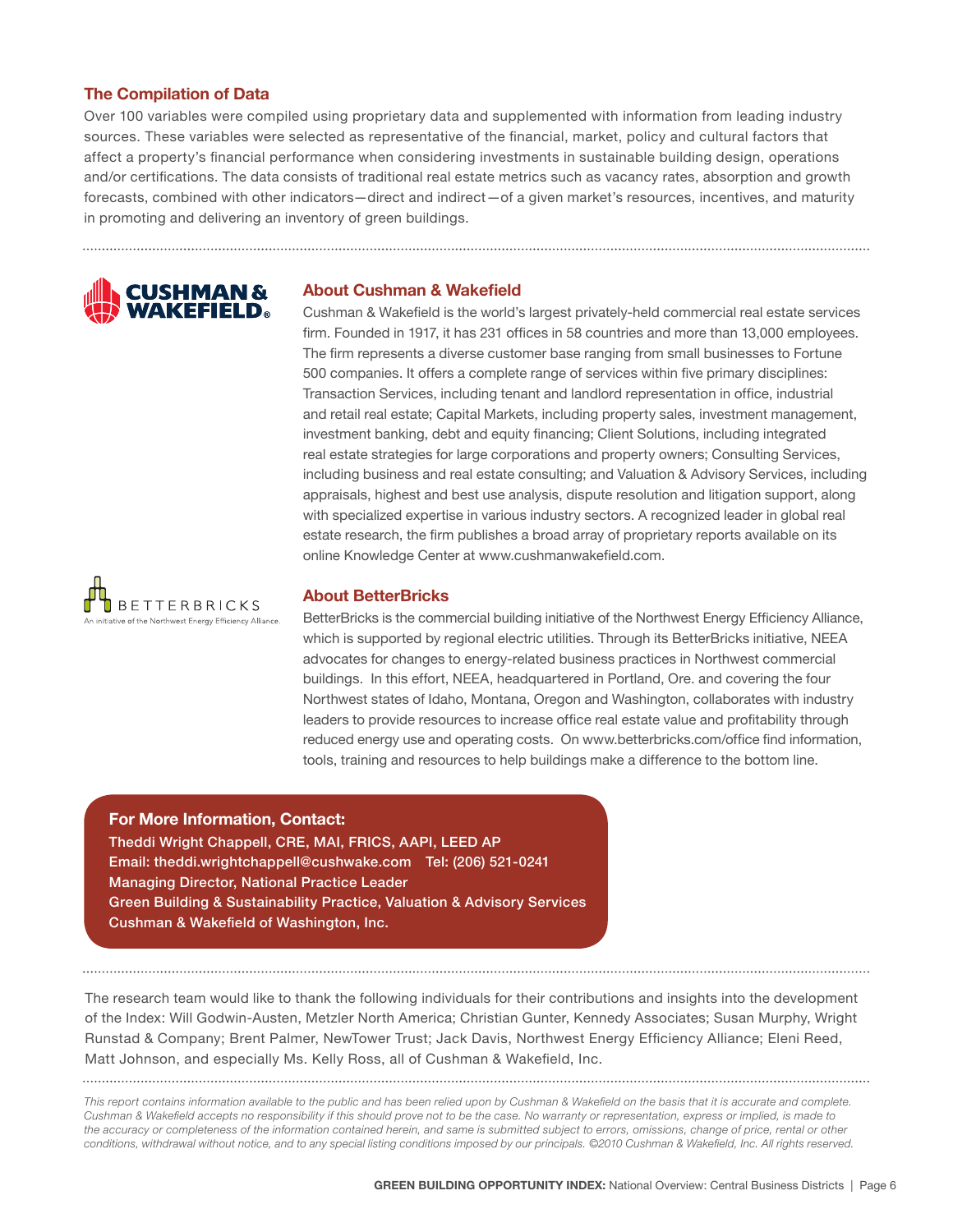## The Compilation of Data

Over 100 variables were compiled using proprietary data and supplemented with information from leading industry sources. These variables were selected as representative of the financial, market, policy and cultural factors that affect a property's financial performance when considering investments in sustainable building design, operations and/or certifications. The data consists of traditional real estate metrics such as vacancy rates, absorption and growth forecasts, combined with other indicators—direct and indirect—of a given market's resources, incentives, and maturity in promoting and delivering an inventory of green buildings.

CUSHMAN & WAKEFIELD®

## About Cushman & Wakefield

Cushman & Wakefield is the world's largest privately-held commercial real estate services firm. Founded in 1917, it has 231 offices in 58 countries and more than 13,000 employees. The firm represents a diverse customer base ranging from small businesses to Fortune 500 companies. It offers a complete range of services within five primary disciplines: Transaction Services, including tenant and landlord representation in office, industrial and retail real estate; Capital Markets, including property sales, investment management, investment banking, debt and equity financing; Client Solutions, including integrated real estate strategies for large corporations and property owners; Consulting Services, including business and real estate consulting; and Valuation & Advisory Services, including appraisals, highest and best use analysis, dispute resolution and litigation support, along with specialized expertise in various industry sectors. A recognized leader in global real estate research, the firm publishes a broad array of proprietary reports available on its online Knowledge Center at www.cushmanwakefield.com.

BETTERBRICKS
An initiative of the Northwest Energy Efficiency Alliance.

## About BetterBricks

BetterBricks is the commercial building initiative of the Northwest Energy Efficiency Alliance, which is supported by regional electric utilities. Through its BetterBricks initiative, NEEA advocates for changes to energy-related business practices in Northwest commercial buildings. In this effort, NEEA, headquartered in Portland, Ore. and covering the four Northwest states of Idaho, Montana, Oregon and Washington, collaborates with industry leaders to provide resources to increase office real estate value and profitability through reduced energy use and operating costs. On www.betterbricks.com/office find information, tools, training and resources to help buildings make a difference to the bottom line.

**For More Information, Contact:**

Theddi Wright Chappell, CRE, MAI, FRICS, AAPI, LEED AP
Email: theddi.wrightchappell@cushwake.com Tel: (206) 521-0241
Managing Director, National Practice Leader
Green Building & Sustainability Practice, Valuation & Advisory Services
Cushman & Wakefield of Washington, Inc.

The research team would like to thank the following individuals for their contributions and insights into the development of the Index: Will Godwin-Austen, Metzler North America; Christian Gunter, Kennedy Associates; Susan Murphy, Wright Runstad & Company; Brent Palmer, NewTower Trust; Jack Davis, Northwest Energy Efficiency Alliance; Eleni Reed, Matt Johnson, and especially Ms. Kelly Ross, all of Cushman & Wakefield, Inc.

*This report contains information available to the public and has been relied upon by Cushman & Wakefield on the basis that it is accurate and complete. Cushman & Wakefield accepts no responsibility if this should prove not to be the case. No warranty or representation, express or implied, is made to the accuracy or completeness of the information contained herein, and same is submitted subject to errors, omissions, change of price, rental or other conditions, withdrawal without notice, and to any special listing conditions imposed by our principals. ©2010 Cushman & Wakefield, Inc. All rights reserved.*